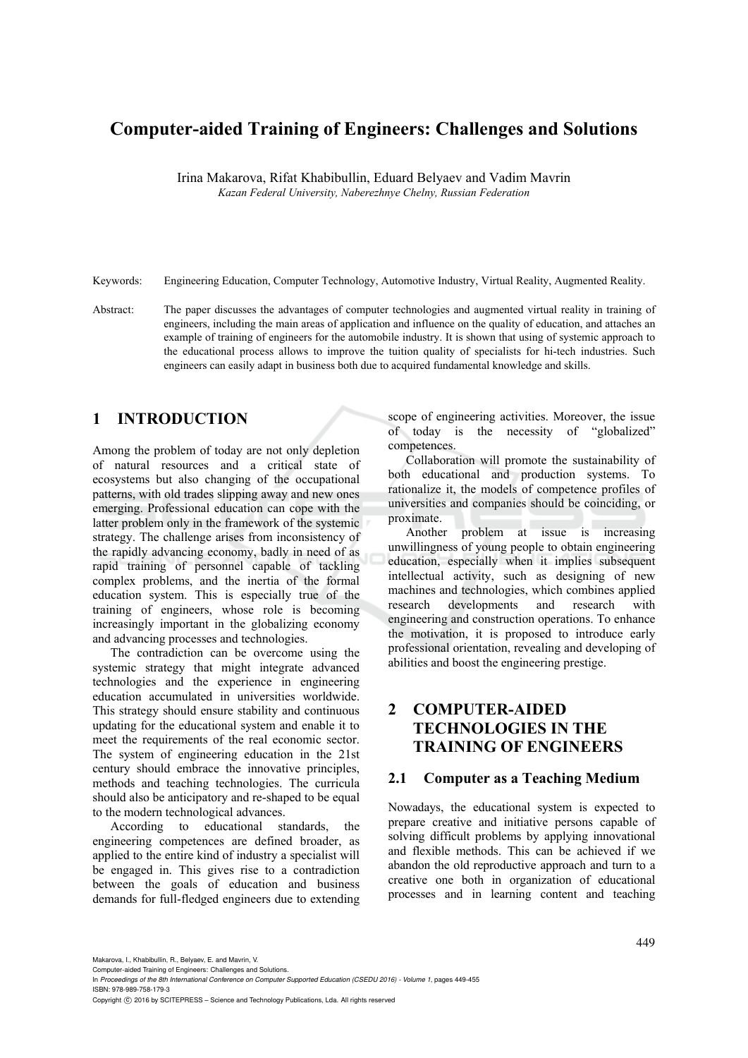# Computer-aided Training of Engineers: Challenges and Solutions

Irina Makarova, Rifat Khabibullin, Eduard Belyaev and Vadim Mavrin

*Kazan Federal University, Naberezhnye Chelny, Russian Federation*

Keywords: Engineering Education, Computer Technology, Automotive Industry, Virtual Reality, Augmented Reality.

Abstract: The paper discusses the advantages of computer technologies and augmented virtual reality in training of engineers, including the main areas of application and influence on the quality of education, and attaches an example of training of engineers for the automobile industry. It is shown that using of systemic approach to the educational process allows to improve the tuition quality of specialists for hi-tech industries. Such engineers can easily adapt in business both due to acquired fundamental knowledge and skills.

## 1 INTRODUCTION

Among the problem of today are not only depletion of natural resources and a critical state of ecosystems but also changing of the occupational patterns, with old trades slipping away and new ones emerging. Professional education can cope with the latter problem only in the framework of the systemic strategy. The challenge arises from inconsistency of the rapidly advancing economy, badly in need of as rapid training of personnel capable of tackling complex problems, and the inertia of the formal education system. This is especially true of the training of engineers, whose role is becoming increasingly important in the globalizing economy and advancing processes and technologies.

The contradiction can be overcome using the systemic strategy that might integrate advanced technologies and the experience in engineering education accumulated in universities worldwide. This strategy should ensure stability and continuous updating for the educational system and enable it to meet the requirements of the real economic sector. The system of engineering education in the 21st century should embrace the innovative principles, methods and teaching technologies. The curricula should also be anticipatory and re-shaped to be equal to the modern technological advances.

According to educational standards, the engineering competences are defined broader, as applied to the entire kind of industry a specialist will be engaged in. This gives rise to a contradiction between the goals of education and business demands for full-fledged engineers due to extending scope of engineering activities. Moreover, the issue of today is the necessity of "globalized" competences.

Collaboration will promote the sustainability of both educational and production systems. To rationalize it, the models of competence profiles of universities and companies should be coinciding, or proximate.

Another problem at issue is increasing unwillingness of young people to obtain engineering education, especially when it implies subsequent intellectual activity, such as designing of new machines and technologies, which combines applied research developments and research with engineering and construction operations. To enhance the motivation, it is proposed to introduce early professional orientation, revealing and developing of abilities and boost the engineering prestige.

## 2 COMPUTER-AIDED TECHNOLOGIES IN THE TRAINING OF ENGINEERS

### 2.1 Computer as a Teaching Medium

Nowadays, the educational system is expected to prepare creative and initiative persons capable of solving difficult problems by applying innovational and flexible methods. This can be achieved if we abandon the old reproductive approach and turn to a creative one both in organization of educational processes and in learning content and teaching

Makarova, I., Khabibullin, R., Belyaev, E. and Mavrin, V.
Computer-aided Training of Engineers: Challenges and Solutions.
In *Proceedings of the 8th International Conference on Computer Supported Education (CSEDU 2016) - Volume 1*, pages 449-455
ISBN: 978-989-758-179-3
Copyright © 2016 by SCITEPRESS – Science and Technology Publications, Lda. All rights reserved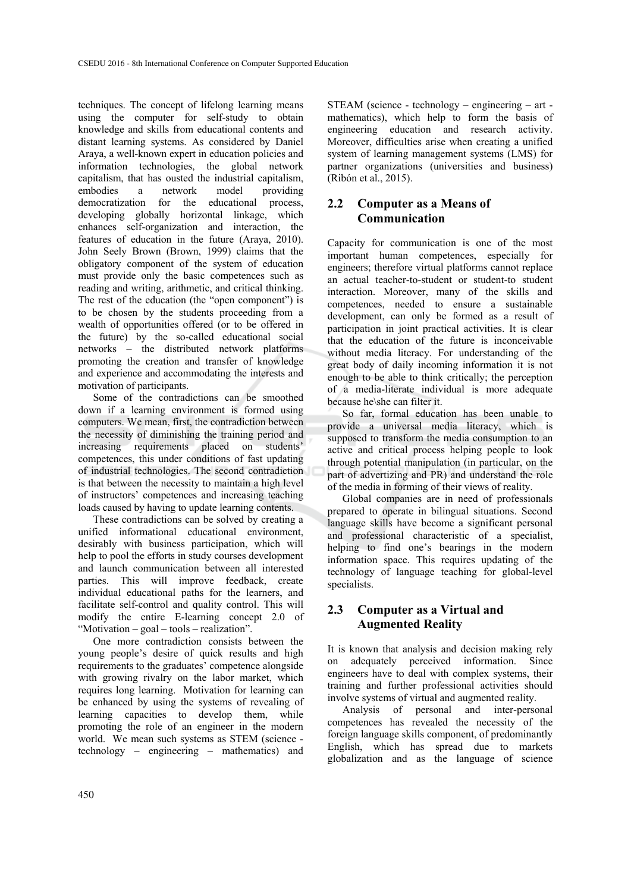techniques. The concept of lifelong learning means using the computer for self-study to obtain knowledge and skills from educational contents and distant learning systems. As considered by Daniel Araya, a well-known expert in education policies and information technologies, the global network capitalism, that has ousted the industrial capitalism, embodies a network model providing democratization for the educational process, developing globally horizontal linkage, which enhances self-organization and interaction, the features of education in the future (Araya, 2010). John Seely Brown (Brown, 1999) claims that the obligatory component of the system of education must provide only the basic competences such as reading and writing, arithmetic, and critical thinking. The rest of the education (the "open component") is to be chosen by the students proceeding from a wealth of opportunities offered (or to be offered in the future) by the so-called educational social networks – the distributed network platforms promoting the creation and transfer of knowledge and experience and accommodating the interests and motivation of participants.

Some of the contradictions can be smoothed down if a learning environment is formed using computers. We mean, first, the contradiction between the necessity of diminishing the training period and increasing requirements placed on students' competences, this under conditions of fast updating of industrial technologies. The second contradiction is that between the necessity to maintain a high level of instructors' competences and increasing teaching loads caused by having to update learning contents.

These contradictions can be solved by creating a unified informational educational environment, desirably with business participation, which will help to pool the efforts in study courses development and launch communication between all interested parties. This will improve feedback, create individual educational paths for the learners, and facilitate self-control and quality control. This will modify the entire E-learning concept 2.0 of "Motivation – goal – tools – realization".

One more contradiction consists between the young people's desire of quick results and high requirements to the graduates' competence alongside with growing rivalry on the labor market, which requires long learning. Motivation for learning can be enhanced by using the systems of revealing of learning capacities to develop them, while promoting the role of an engineer in the modern world. We mean such systems as STEM (science - technology – engineering – mathematics) and STEAM (science - technology – engineering – art - mathematics), which help to form the basis of engineering education and research activity. Moreover, difficulties arise when creating a unified system of learning management systems (LMS) for partner organizations (universities and business) (Ribón et al., 2015).

## 2.2 Computer as a Means of Communication

Capacity for communication is one of the most important human competences, especially for engineers; therefore virtual platforms cannot replace an actual teacher-to-student or student-to student interaction. Moreover, many of the skills and competences, needed to ensure a sustainable development, can only be formed as a result of participation in joint practical activities. It is clear that the education of the future is inconceivable without media literacy. For understanding of the great body of daily incoming information it is not enough to be able to think critically; the perception of a media-literate individual is more adequate because he\she can filter it.

So far, formal education has been unable to provide a universal media literacy, which is supposed to transform the media consumption to an active and critical process helping people to look through potential manipulation (in particular, on the part of advertizing and PR) and understand the role of the media in forming of their views of reality.

Global companies are in need of professionals prepared to operate in bilingual situations. Second language skills have become a significant personal and professional characteristic of a specialist, helping to find one's bearings in the modern information space. This requires updating of the technology of language teaching for global-level specialists.

## 2.3 Computer as a Virtual and Augmented Reality

It is known that analysis and decision making rely on adequately perceived information. Since engineers have to deal with complex systems, their training and further professional activities should involve systems of virtual and augmented reality.

Analysis of personal and inter-personal competences has revealed the necessity of the foreign language skills component, of predominantly English, which has spread due to markets globalization and as the language of science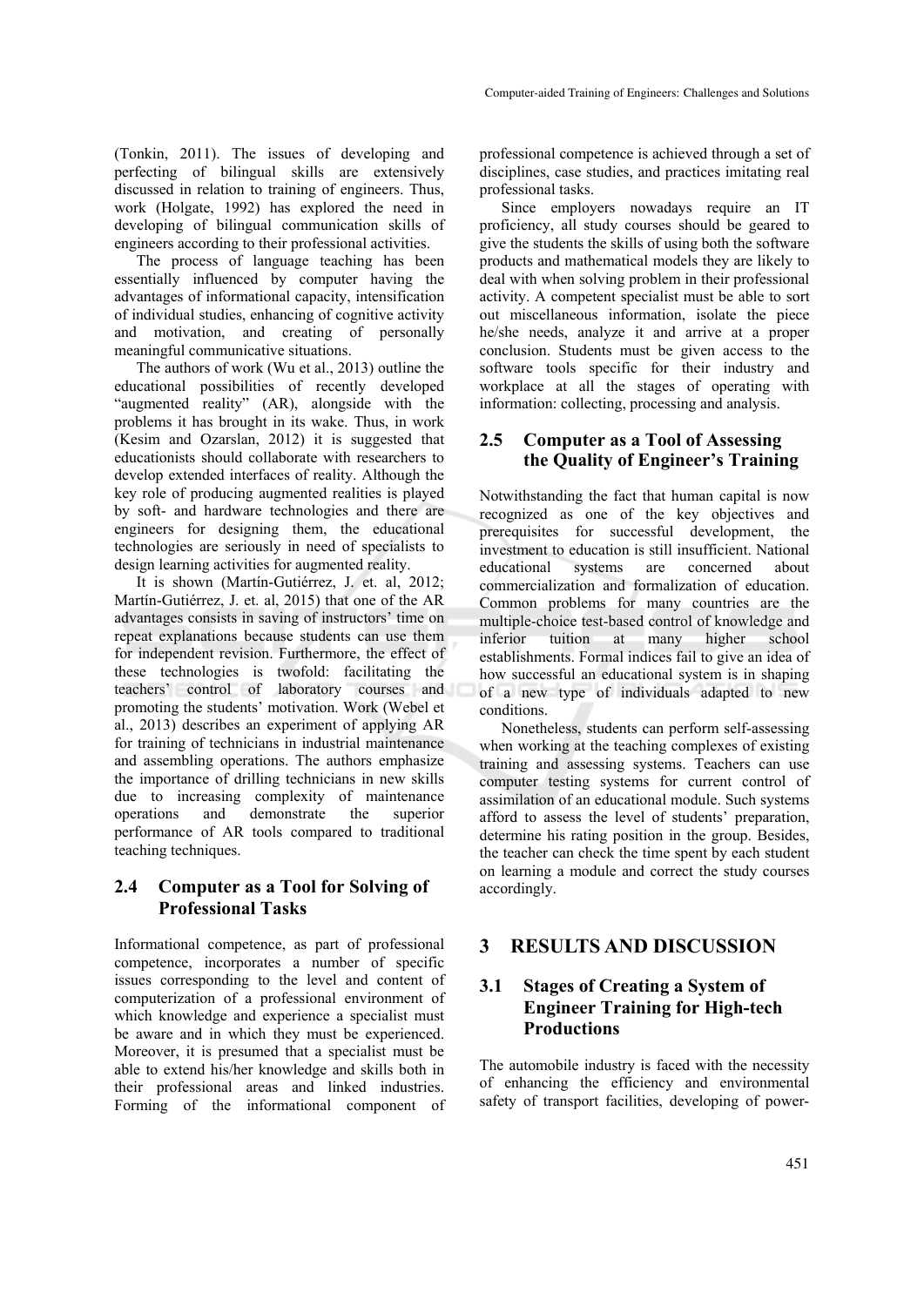(Tonkin, 2011). The issues of developing and perfecting of bilingual skills are extensively discussed in relation to training of engineers. Thus, work (Holgate, 1992) has explored the need in developing of bilingual communication skills of engineers according to their professional activities.

The process of language teaching has been essentially influenced by computer having the advantages of informational capacity, intensification of individual studies, enhancing of cognitive activity and motivation, and creating of personally meaningful communicative situations.

The authors of work (Wu et al., 2013) outline the educational possibilities of recently developed "augmented reality" (AR), alongside with the problems it has brought in its wake. Thus, in work (Kesim and Ozarslan, 2012) it is suggested that educationists should collaborate with researchers to develop extended interfaces of reality. Although the key role of producing augmented realities is played by soft- and hardware technologies and there are engineers for designing them, the educational technologies are seriously in need of specialists to design learning activities for augmented reality.

It is shown (Martín-Gutiérrez, J. et. al, 2012; Martín-Gutiérrez, J. et. al, 2015) that one of the AR advantages consists in saving of instructors' time on repeat explanations because students can use them for independent revision. Furthermore, the effect of these technologies is twofold: facilitating the teachers' control of laboratory courses and promoting the students' motivation. Work (Webel et al., 2013) describes an experiment of applying AR for training of technicians in industrial maintenance and assembling operations. The authors emphasize the importance of drilling technicians in new skills due to increasing complexity of maintenance operations and demonstrate the superior performance of AR tools compared to traditional teaching techniques.

## 2.4 Computer as a Tool for Solving of Professional Tasks

Informational competence, as part of professional competence, incorporates a number of specific issues corresponding to the level and content of computerization of a professional environment of which knowledge and experience a specialist must be aware and in which they must be experienced. Moreover, it is presumed that a specialist must be able to extend his/her knowledge and skills both in their professional areas and linked industries. Forming of the informational component of professional competence is achieved through a set of disciplines, case studies, and practices imitating real professional tasks.

Since employers nowadays require an IT proficiency, all study courses should be geared to give the students the skills of using both the software products and mathematical models they are likely to deal with when solving problem in their professional activity. A competent specialist must be able to sort out miscellaneous information, isolate the piece he/she needs, analyze it and arrive at a proper conclusion. Students must be given access to the software tools specific for their industry and workplace at all the stages of operating with information: collecting, processing and analysis.

## 2.5 Computer as a Tool of Assessing the Quality of Engineer's Training

Notwithstanding the fact that human capital is now recognized as one of the key objectives and prerequisites for successful development, the investment to education is still insufficient. National educational systems are concerned about commercialization and formalization of education. Common problems for many countries are the multiple-choice test-based control of knowledge and inferior tuition at many higher school establishments. Formal indices fail to give an idea of how successful an educational system is in shaping of a new type of individuals adapted to new conditions.

Nonetheless, students can perform self-assessing when working at the teaching complexes of existing training and assessing systems. Teachers can use computer testing systems for current control of assimilation of an educational module. Such systems afford to assess the level of students' preparation, determine his rating position in the group. Besides, the teacher can check the time spent by each student on learning a module and correct the study courses accordingly.

# 3 RESULTS AND DISCUSSION

## 3.1 Stages of Creating a System of Engineer Training for High-tech Productions

The automobile industry is faced with the necessity of enhancing the efficiency and environmental safety of transport facilities, developing of power-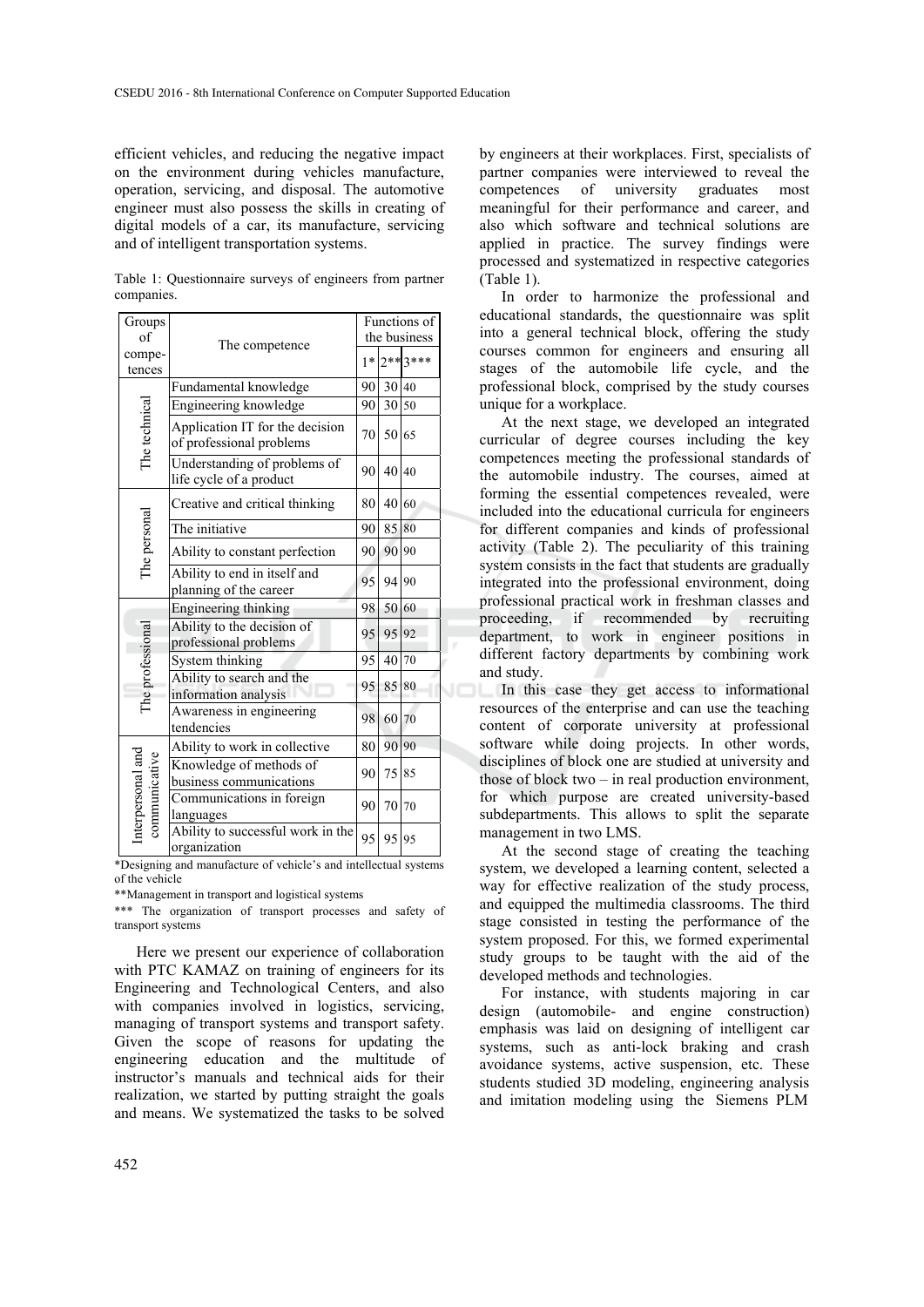efficient vehicles, and reducing the negative impact on the environment during vehicles manufacture, operation, servicing, and disposal. The automotive engineer must also possess the skills in creating of digital models of a car, its manufacture, servicing and of intelligent transportation systems.

Table 1: Questionnaire surveys of engineers from partner companies.

| Groups of compe-tences | The competence | Functions of the business | | |
|---|---|---|---|---|
| | | 1* | 2** | 3*** |
| The technical | Fundamental knowledge | 90 | 30 | 40 |
| | Engineering knowledge | 90 | 30 | 50 |
| | Application IT for the decision of professional problems | 70 | 50 | 65 |
| | Understanding of problems of life cycle of a product | 90 | 40 | 40 |
| The personal | Creative and critical thinking | 80 | 40 | 60 |
| | The initiative | 90 | 85 | 80 |
| | Ability to constant perfection | 90 | 90 | 90 |
| | Ability to end in itself and planning of the career | 95 | 94 | 90 |
| The professional | Engineering thinking | 98 | 50 | 60 |
| | Ability to the decision of professional problems | 95 | 95 | 92 |
| | System thinking | 95 | 40 | 70 |
| | Ability to search and the information analysis | 95 | 85 | 80 |
| | Awareness in engineering tendencies | 98 | 60 | 70 |
| Interpersonal and communicative | Ability to work in collective | 80 | 90 | 90 |
| | Knowledge of methods of business communications | 90 | 75 | 85 |
| | Communications in foreign languages | 90 | 70 | 70 |
| | Ability to successful work in the organization | 95 | 95 | 95 |

*Designing and manufacture of vehicle's and intellectual systems of the vehicle

**Management in transport and logistical systems

*** The organization of transport processes and safety of transport systems

Here we present our experience of collaboration with PTC KAMAZ on training of engineers for its Engineering and Technological Centers, and also with companies involved in logistics, servicing, managing of transport systems and transport safety. Given the scope of reasons for updating the engineering education and the multitude of instructor's manuals and technical aids for their realization, we started by putting straight the goals and means. We systematized the tasks to be solved by engineers at their workplaces. First, specialists of partner companies were interviewed to reveal the competences of university graduates most meaningful for their performance and career, and also which software and technical solutions are applied in practice. The survey findings were processed and systematized in respective categories (Table 1).

In order to harmonize the professional and educational standards, the questionnaire was split into a general technical block, offering the study courses common for engineers and ensuring all stages of the automobile life cycle, and the professional block, comprised by the study courses unique for a workplace.

At the next stage, we developed an integrated curricular of degree courses including the key competences meeting the professional standards of the automobile industry. The courses, aimed at forming the essential competences revealed, were included into the educational curricula for engineers for different companies and kinds of professional activity (Table 2). The peculiarity of this training system consists in the fact that students are gradually integrated into the professional environment, doing professional practical work in freshman classes and proceeding, if recommended by recruiting department, to work in engineer positions in different factory departments by combining work and study.

In this case they get access to informational resources of the enterprise and can use the teaching content of corporate university at professional software while doing projects. In other words, disciplines of block one are studied at university and those of block two – in real production environment, for which purpose are created university-based subdepartments. This allows to split the separate management in two LMS.

At the second stage of creating the teaching system, we developed a learning content, selected a way for effective realization of the study process, and equipped the multimedia classrooms. The third stage consisted in testing the performance of the system proposed. For this, we formed experimental study groups to be taught with the aid of the developed methods and technologies.

For instance, with students majoring in car design (automobile- and engine construction) emphasis was laid on designing of intelligent car systems, such as anti-lock braking and crash avoidance systems, active suspension, etc. These students studied 3D modeling, engineering analysis and imitation modeling using the Siemens PLM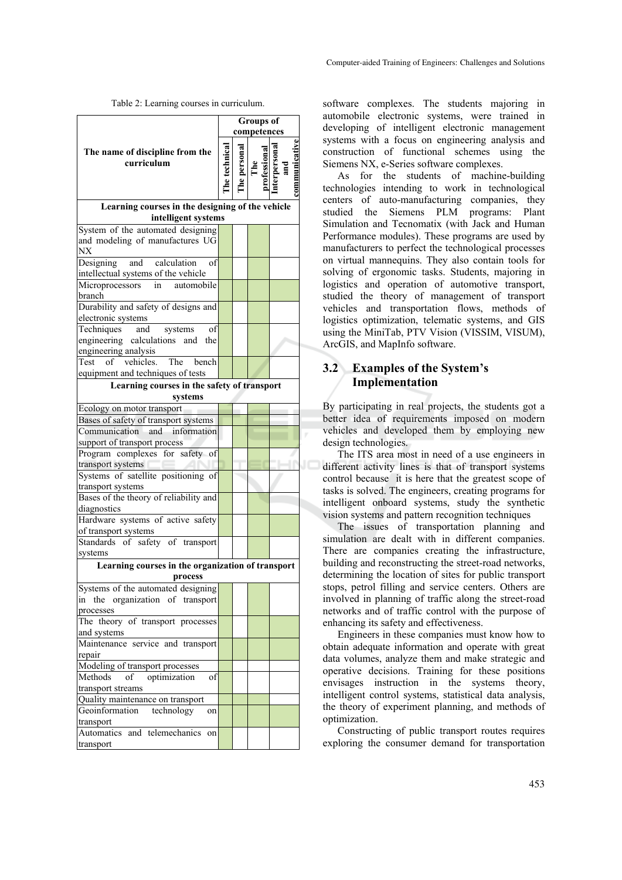Table 2: Learning courses in curriculum.

| The name of discipline from the curriculum | Groups of competences | | | |
|---|---|---|---|---|
| | The technical | The personal | The professional | Interpersonal and communicative |
| **Learning courses in the designing of the vehicle intelligent systems** | | | | |
| System of the automated designing and modeling of manufactures UG NX | | | | |
| Designing and calculation of intellectual systems of the vehicle | | | | |
| Microprocessors in automobile branch | | | | |
| Durability and safety of designs and electronic systems | | | | |
| Techniques and systems of engineering calculations and the engineering analysis | | | | |
| Test of vehicles. The bench equipment and techniques of tests | | | | |
| **Learning courses in the safety of transport systems** | | | | |
| Ecology on motor transport | | | | |
| Bases of safety of transport systems | | | | |
| Communication and information support of transport process | | | | |
| Program complexes for safety of transport systems | | | | |
| Systems of satellite positioning of transport systems | | | | |
| Bases of the theory of reliability and diagnostics | | | | |
| Hardware systems of active safety of transport systems | | | | |
| Standards of safety of transport systems | | | | |
| **Learning courses in the organization of transport process** | | | | |
| Systems of the automated designing in the organization of transport processes | | | | |
| The theory of transport processes and systems | | | | |
| Maintenance service and transport repair | | | | |
| Modeling of transport processes | | | | |
| Methods of optimization of transport streams | | | | |
| Quality maintenance on transport | | | | |
| Geoinformation technology on transport | | | | |
| Automatics and telemechanics on transport | | | | |

software complexes. The students majoring in automobile electronic systems, were trained in developing of intelligent electronic management systems with a focus on engineering analysis and construction of functional schemes using the Siemens NX, e-Series software complexes.

As for the students of machine-building technologies intending to work in technological centers of auto-manufacturing companies, they studied the Siemens PLM programs: Plant Simulation and Tecnomatix (with Jack and Human Performance modules). These programs are used by manufacturers to perfect the technological processes on virtual mannequins. They also contain tools for solving of ergonomic tasks. Students, majoring in logistics and operation of automotive transport, studied the theory of management of transport vehicles and transportation flows, methods of logistics optimization, telematic systems, and GIS using the MiniTab, PTV Vision (VISSIM, VISUM), ArcGIS, and MapInfo software.

### 3.2 Examples of the System's Implementation

By participating in real projects, the students got a better idea of requirements imposed on modern vehicles and developed them by employing new design technologies.

The ITS area most in need of a use engineers in different activity lines is that of transport systems control because it is here that the greatest scope of tasks is solved. The engineers, creating programs for intelligent onboard systems, study the synthetic vision systems and pattern recognition techniques

The issues of transportation planning and simulation are dealt with in different companies. There are companies creating the infrastructure, building and reconstructing the street-road networks, determining the location of sites for public transport stops, petrol filling and service centers. Others are involved in planning of traffic along the street-road networks and of traffic control with the purpose of enhancing its safety and effectiveness.

Engineers in these companies must know how to obtain adequate information and operate with great data volumes, analyze them and make strategic and operative decisions. Training for these positions envisages instruction in the systems theory, intelligent control systems, statistical data analysis, the theory of experiment planning, and methods of optimization.

Constructing of public transport routes requires exploring the consumer demand for transportation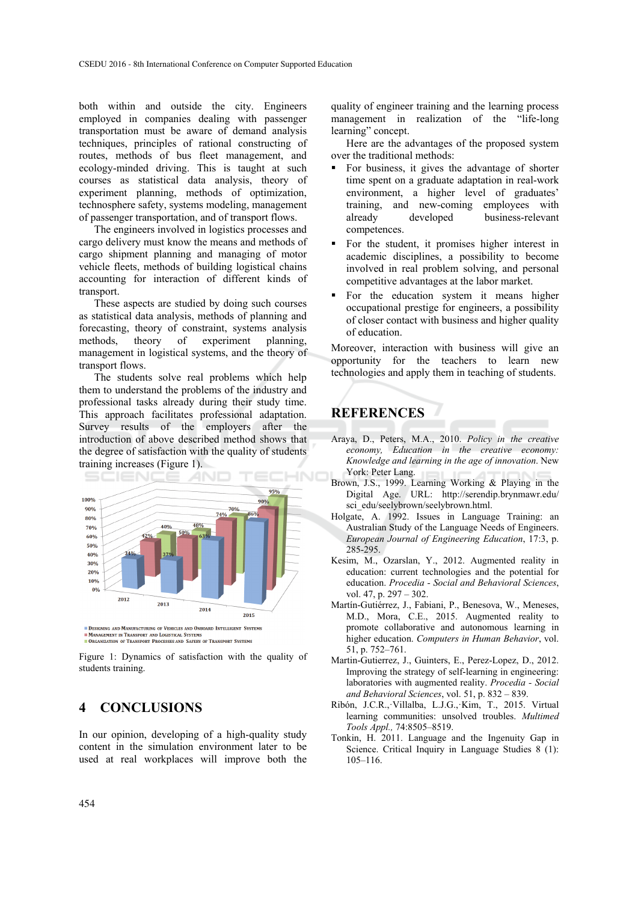both within and outside the city. Engineers employed in companies dealing with passenger transportation must be aware of demand analysis techniques, principles of rational constructing of routes, methods of bus fleet management, and ecology-minded driving. This is taught at such courses as statistical data analysis, theory of experiment planning, methods of optimization, technosphere safety, systems modeling, management of passenger transportation, and of transport flows.

The engineers involved in logistics processes and cargo delivery must know the means and methods of cargo shipment planning and managing of motor vehicle fleets, methods of building logistical chains accounting for interaction of different kinds of transport.

These aspects are studied by doing such courses as statistical data analysis, methods of planning and forecasting, theory of constraint, systems analysis methods, theory of experiment planning, management in logistical systems, and the theory of transport flows.

The students solve real problems which help them to understand the problems of the industry and professional tasks already during their study time. This approach facilitates professional adaptation. Survey results of the employers after the introduction of above described method shows that the degree of satisfaction with the quality of students training increases (Figure 1).

| Year | Designing and Manufacturing of Vehicles and Onboard Intelligent Systems | Management in Transport and Logistical Systems | Organization of Transport Processes and Safety of Transport Systems |
|---|---|---|---|
| 2012 | 34% | 42% | 40% |
| 2013 | 37% | 50% | 48% |
| 2014 | 63% | 74% | 70% |
| 2015 | 86% | 90% | 95% |

Figure 1: Dynamics of satisfaction with the quality of students training.

## 4 CONCLUSIONS

In our opinion, developing of a high-quality study content in the simulation environment later to be used at real workplaces will improve both the quality of engineer training and the learning process management in realization of the "life-long learning" concept.

Here are the advantages of the proposed system over the traditional methods:

- For business, it gives the advantage of shorter time spent on a graduate adaptation in real-work environment, a higher level of graduates' training, and new-coming employees with already developed business-relevant competences.
- For the student, it promises higher interest in academic disciplines, a possibility to become involved in real problem solving, and personal competitive advantages at the labor market.
- For the education system it means higher occupational prestige for engineers, a possibility of closer contact with business and higher quality of education.

Moreover, interaction with business will give an opportunity for the teachers to learn new technologies and apply them in teaching of students.

## REFERENCES

Araya, D., Peters, M.A., 2010. *Policy in the creative economy, Education in the creative economy: Knowledge and learning in the age of innovation*. New York: Peter Lang.

Brown, J.S., 1999. Learning Working & Playing in the Digital Age. URL: http://serendip.brynmawr.edu/sci_edu/seelybrown/seelybrown.html.

Holgate, A. 1992. Issues in Language Training: an Australian Study of the Language Needs of Engineers. *European Journal of Engineering Education*, 17:3, p. 285-295.

Kesim, M., Ozarslan, Y., 2012. Augmented reality in education: current technologies and the potential for education. *Procedia - Social and Behavioral Sciences*, vol. 47, p. 297 – 302.

Martín-Gutiérrez, J., Fabiani, P., Benesova, W., Meneses, M.D., Mora, C.E., 2015. Augmented reality to promote collaborative and autonomous learning in higher education. *Computers in Human Behavior*, vol. 51, p. 752–761.

Martin-Gutierrez, J., Guinters, E., Perez-Lopez, D., 2012. Improving the strategy of self-learning in engineering: laboratories with augmented reality. *Procedia - Social and Behavioral Sciences*, vol. 51, p. 832 – 839.

Ribón, J.C.R.,·Villalba, L.J.G.,·Kim, T., 2015. Virtual learning communities: unsolved troubles. *Multimed Tools Appl.,* 74:8505–8519.

Tonkin, H. 2011. Language and the Ingenuity Gap in Science. Critical Inquiry in Language Studies 8 (1): 105–116.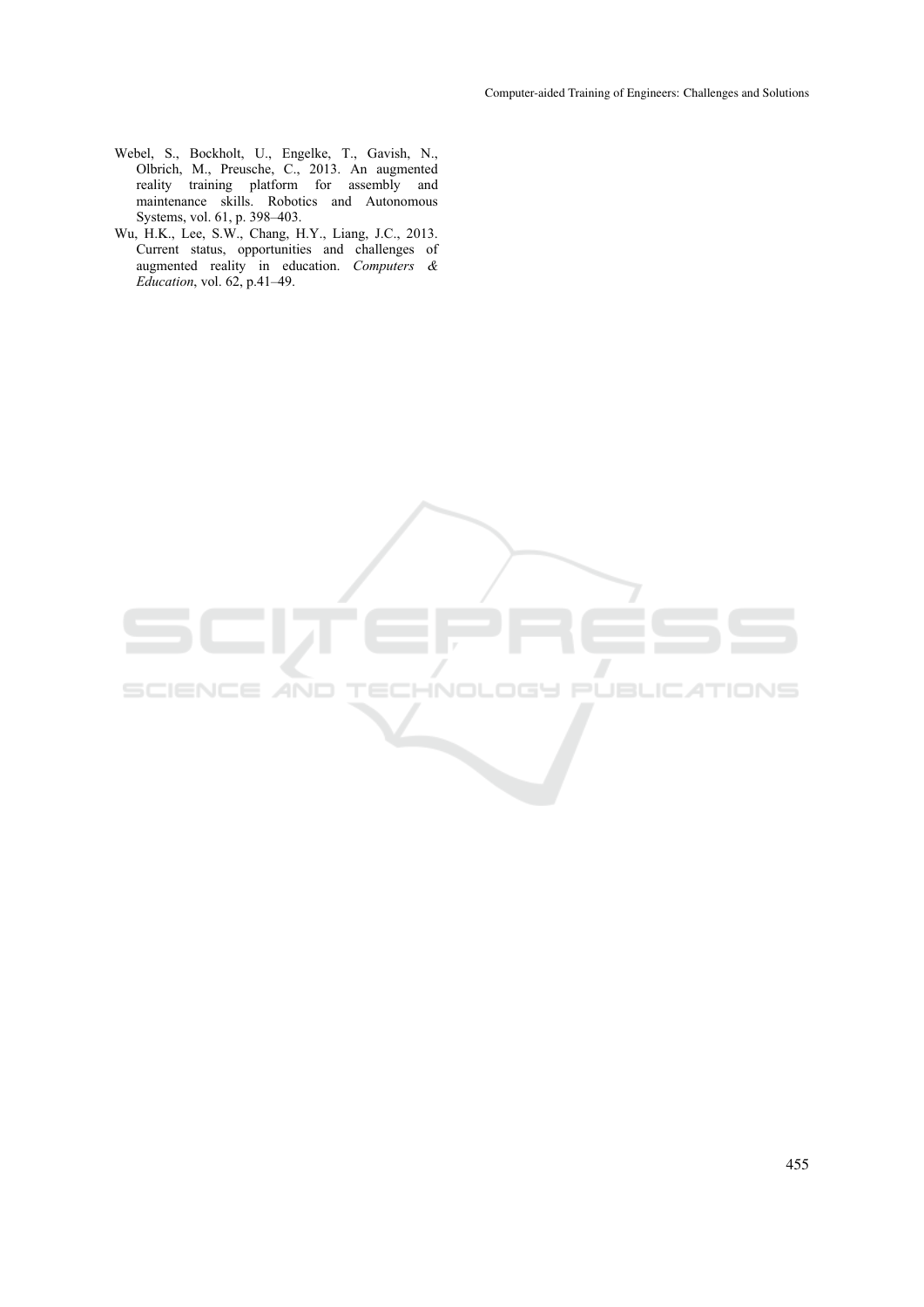Webel, S., Bockholt, U., Engelke, T., Gavish, N., Olbrich, M., Preusche, C., 2013. An augmented reality training platform for assembly and maintenance skills. Robotics and Autonomous Systems, vol. 61, p. 398–403.

Wu, H.K., Lee, S.W., Chang, H.Y., Liang, J.C., 2013. Current status, opportunities and challenges of augmented reality in education. *Computers & Education*, vol. 62, p.41–49.